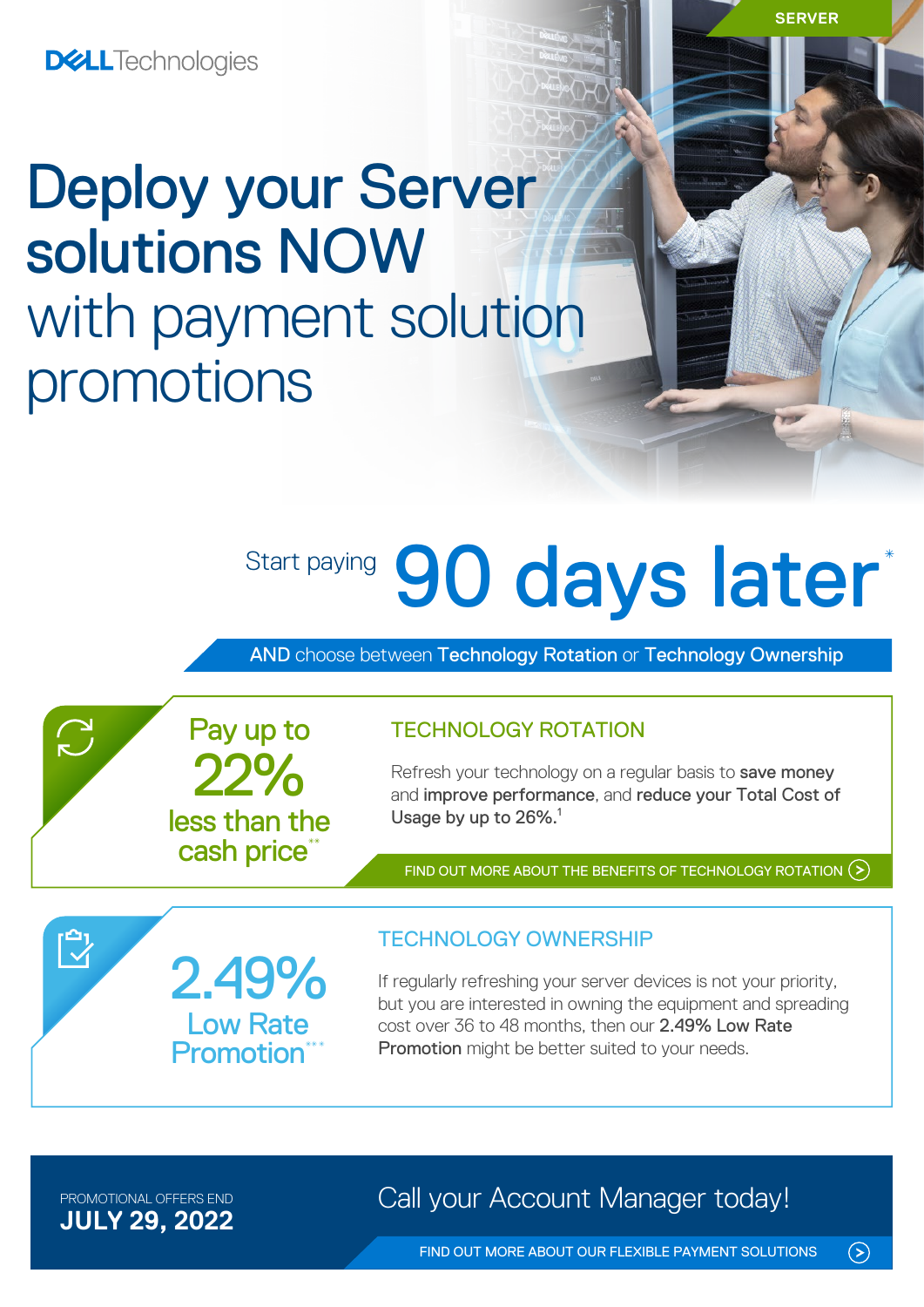SERVER

DELL Technologies

# Deploy your Server solutions NOW with payment solution promotions

Start paying **90 days later***

AND choose between **Technology Rotation** or **Technology Ownership**

Pay up to **22%** less than the cash price**

## TECHNOLOGY ROTATION

Refresh your technology on a regular basis to **save money** and **improve performance**, and **reduce your Total Cost of Usage by up to 26%.**[1]

FIND OUT MORE ABOUT THE BENEFITS OF TECHNOLOGY ROTATION

**2.49%** Low Rate Promotion***

## TECHNOLOGY OWNERSHIP

If regularly refreshing your server devices is not your priority, but you are interested in owning the equipment and spreading cost over 36 to 48 months, then our **2.49% Low Rate Promotion** might be better suited to your needs.

PROMOTIONAL OFFERS END
**JULY 29, 2022**

Call your Account Manager today!

FIND OUT MORE ABOUT OUR FLEXIBLE PAYMENT SOLUTIONS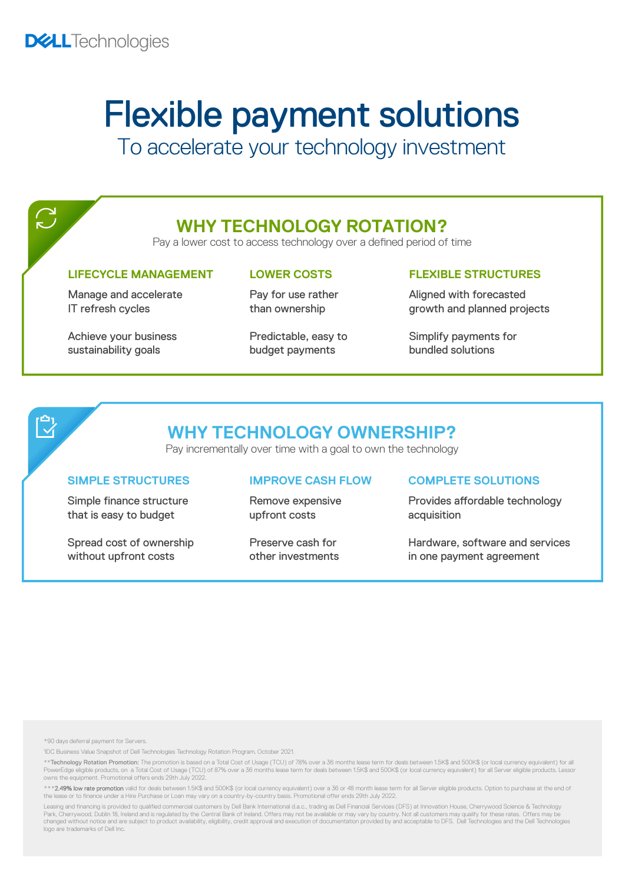# Flexible payment solutions

To accelerate your technology investment

## WHY TECHNOLOGY ROTATION?

Pay a lower cost to access technology over a defined period of time

### LIFECYCLE MANAGEMENT

Manage and accelerate IT refresh cycles

Achieve your business sustainability goals

### LOWER COSTS

Pay for use rather than ownership

Predictable, easy to budget payments

### FLEXIBLE STRUCTURES

Aligned with forecasted growth and planned projects

Simplify payments for bundled solutions

## WHY TECHNOLOGY OWNERSHIP?

Pay incrementally over time with a goal to own the technology

### SIMPLE STRUCTURES

Simple finance structure that is easy to budget

Spread cost of ownership without upfront costs

### IMPROVE CASH FLOW

Remove expensive upfront costs

Preserve cash for other investments

### COMPLETE SOLUTIONS

Provides affordable technology acquisition

Hardware, software and services in one payment agreement

*90 days deferral payment for Servers.

[1]IDC Business Value Snapshot of Dell Technologies Technology Rotation Program. October 2021.

**Technology Rotation Promotion: The promotion is based on a Total Cost of Usage (TCU) of 78% over a 36 months lease term for deals between 1.5K$ and 500K$ (or local currency equivalent) for all PowerEdge eligible products, on a Total Cost of Usage (TCU) of 87% over a 36 months lease term for deals between 1.5K$ and 500K$ (or local currency equivalent) for all Server eligible products. Lessor owns the equipment. Promotional offers ends 29th July 2022.

***2.49% low rate promotion valid for deals between 1.5K$ and 500K$ (or local currency equivalent) over a 36 or 48 month lease term for all Server eligible products. Option to purchase at the end of the lease or to finance under a Hire Purchase or Loan may vary on a country-by-country basis. Promotional offer ends 29th July 2022.

Leasing and financing is provided to qualified commercial customers by Dell Bank International d.a.c., trading as Dell Financial Services (DFS) at Innovation House, Cherrywood Science & Technology Park, Cherrywood, Dublin 18, Ireland and is regulated by the Central Bank of Ireland. Offers may not be available or may vary by country. Not all customers may qualify for these rates. Offers may be changed without notice and are subject to product availability, eligibility, credit approval and execution of documentation provided by and acceptable to DFS. Dell Technologies and the Dell Technologies logo are trademarks of Dell Inc.